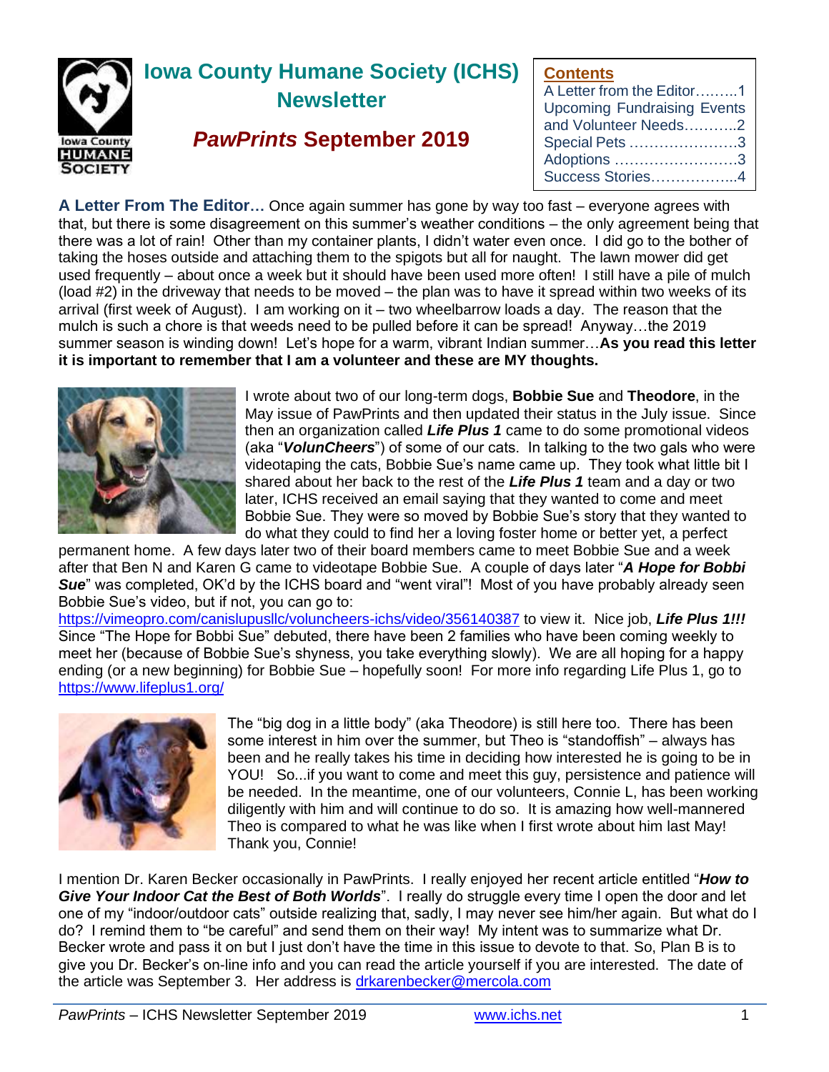# Iowa County Humane Society (ICHS) Newsletter

## *PawPrints* September 2019

**Contents**
- A Letter from the Editor………1
- Upcoming Fundraising Events and Volunteer Needs………..2
- Special Pets ………………….3
- Adoptions …………………….3
- Success Stories……………...4

**A Letter From The Editor…** Once again summer has gone by way too fast – everyone agrees with that, but there is some disagreement on this summer's weather conditions – the only agreement being that there was a lot of rain! Other than my container plants, I didn't water even once. I did go to the bother of taking the hoses outside and attaching them to the spigots but all for naught. The lawn mower did get used frequently – about once a week but it should have been used more often! I still have a pile of mulch (load #2) in the driveway that needs to be moved – the plan was to have it spread within two weeks of its arrival (first week of August). I am working on it – two wheelbarrow loads a day. The reason that the mulch is such a chore is that weeds need to be pulled before it can be spread! Anyway…the 2019 summer season is winding down! Let's hope for a warm, vibrant Indian summer…**As you read this letter it is important to remember that I am a volunteer and these are MY thoughts.**

I wrote about two of our long-term dogs, **Bobbie Sue** and **Theodore**, in the May issue of PawPrints and then updated their status in the July issue. Since then an organization called ***Life Plus 1*** came to do some promotional videos (aka "***VolunCheers***") of some of our cats. In talking to the two gals who were videotaping the cats, Bobbie Sue's name came up. They took what little bit I shared about her back to the rest of the ***Life Plus 1*** team and a day or two later, ICHS received an email saying that they wanted to come and meet Bobbie Sue. They were so moved by Bobbie Sue's story that they wanted to do what they could to find her a loving foster home or better yet, a perfect permanent home. A few days later two of their board members came to meet Bobbie Sue and a week after that Ben N and Karen G came to videotape Bobbie Sue. A couple of days later "***A Hope for Bobbi Sue***" was completed, OK'd by the ICHS board and "went viral"! Most of you have probably already seen Bobbie Sue's video, but if not, you can go to: https://vimeopro.com/canislupusllc/voluncheers-ichs/video/356140387 to view it. Nice job, ***Life Plus 1!!!*** Since "The Hope for Bobbi Sue" debuted, there have been 2 families who have been coming weekly to meet her (because of Bobbie Sue's shyness, you take everything slowly). We are all hoping for a happy ending (or a new beginning) for Bobbie Sue – hopefully soon! For more info regarding Life Plus 1, go to https://www.lifeplus1.org/

The "big dog in a little body" (aka Theodore) is still here too. There has been some interest in him over the summer, but Theo is "standoffish" – always has been and he really takes his time in deciding how interested he is going to be in YOU! So...if you want to come and meet this guy, persistence and patience will be needed. In the meantime, one of our volunteers, Connie L, has been working diligently with him and will continue to do so. It is amazing how well-mannered Theo is compared to what he was like when I first wrote about him last May! Thank you, Connie!

I mention Dr. Karen Becker occasionally in PawPrints. I really enjoyed her recent article entitled "***How to Give Your Indoor Cat the Best of Both Worlds***". I really do struggle every time I open the door and let one of my "indoor/outdoor cats" outside realizing that, sadly, I may never see him/her again. But what do I do? I remind them to "be careful" and send them on their way! My intent was to summarize what Dr. Becker wrote and pass it on but I just don't have the time in this issue to devote to that. So, Plan B is to give you Dr. Becker's on-line info and you can read the article yourself if you are interested. The date of the article was September 3. Her address is drkarenbecker@mercola.com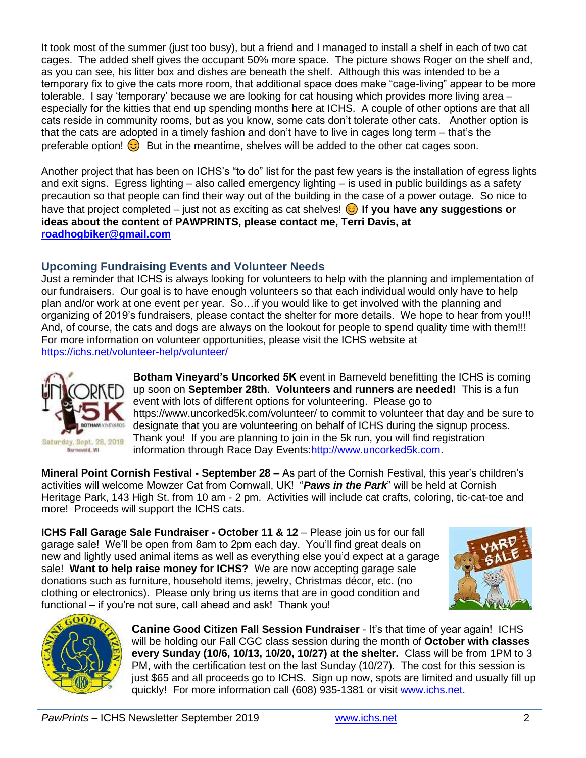It took most of the summer (just too busy), but a friend and I managed to install a shelf in each of two cat cages. The added shelf gives the occupant 50% more space. The picture shows Roger on the shelf and, as you can see, his litter box and dishes are beneath the shelf. Although this was intended to be a temporary fix to give the cats more room, that additional space does make "cage-living" appear to be more tolerable. I say 'temporary' because we are looking for cat housing which provides more living area – especially for the kitties that end up spending months here at ICHS. A couple of other options are that all cats reside in community rooms, but as you know, some cats don't tolerate other cats. Another option is that the cats are adopted in a timely fashion and don't have to live in cages long term – that's the preferable option! 😊 But in the meantime, shelves will be added to the other cat cages soon.

Another project that has been on ICHS's "to do" list for the past few years is the installation of egress lights and exit signs. Egress lighting – also called emergency lighting – is used in public buildings as a safety precaution so that people can find their way out of the building in the case of a power outage. So nice to have that project completed – just not as exciting as cat shelves! 😊 **If you have any suggestions or ideas about the content of PAWPRINTS, please contact me, Terri Davis, at roadhogbiker@gmail.com**

## Upcoming Fundraising Events and Volunteer Needs

Just a reminder that ICHS is always looking for volunteers to help with the planning and implementation of our fundraisers. Our goal is to have enough volunteers so that each individual would only have to help plan and/or work at one event per year. So…if you would like to get involved with the planning and organizing of 2019's fundraisers, please contact the shelter for more details. We hope to hear from you!!! And, of course, the cats and dogs are always on the lookout for people to spend quality time with them!!! For more information on volunteer opportunities, please visit the ICHS website at https://ichs.net/volunteer-help/volunteer/

**Botham Vineyard's Uncorked 5K** event in Barneveld benefitting the ICHS is coming up soon on **September 28th**. **Volunteers and runners are needed!** This is a fun event with lots of different options for volunteering. Please go to https://www.uncorked5k.com/volunteer/ to commit to volunteer that day and be sure to designate that you are volunteering on behalf of ICHS during the signup process. Thank you! If you are planning to join in the 5k run, you will find registration information through Race Day Events:http://www.uncorked5k.com.

**Mineral Point Cornish Festival - September 28** – As part of the Cornish Festival, this year's children's activities will welcome Mowzer Cat from Cornwall, UK! "***Paws in the Park***" will be held at Cornish Heritage Park, 143 High St. from 10 am - 2 pm. Activities will include cat crafts, coloring, tic-cat-toe and more! Proceeds will support the ICHS cats.

**ICHS Fall Garage Sale Fundraiser - October 11 & 12** – Please join us for our fall garage sale! We'll be open from 8am to 2pm each day. You'll find great deals on new and lightly used animal items as well as everything else you'd expect at a garage sale! **Want to help raise money for ICHS?** We are now accepting garage sale donations such as furniture, household items, jewelry, Christmas décor, etc. (no clothing or electronics). Please only bring us items that are in good condition and functional – if you're not sure, call ahead and ask! Thank you!

**Canine Good Citizen Fall Session Fundraiser** - It's that time of year again! ICHS will be holding our Fall CGC class session during the month of **October with classes every Sunday (10/6, 10/13, 10/20, 10/27) at the shelter.** Class will be from 1PM to 3 PM, with the certification test on the last Sunday (10/27). The cost for this session is just $65 and all proceeds go to ICHS. Sign up now, spots are limited and usually fill up quickly! For more information call (608) 935-1381 or visit www.ichs.net.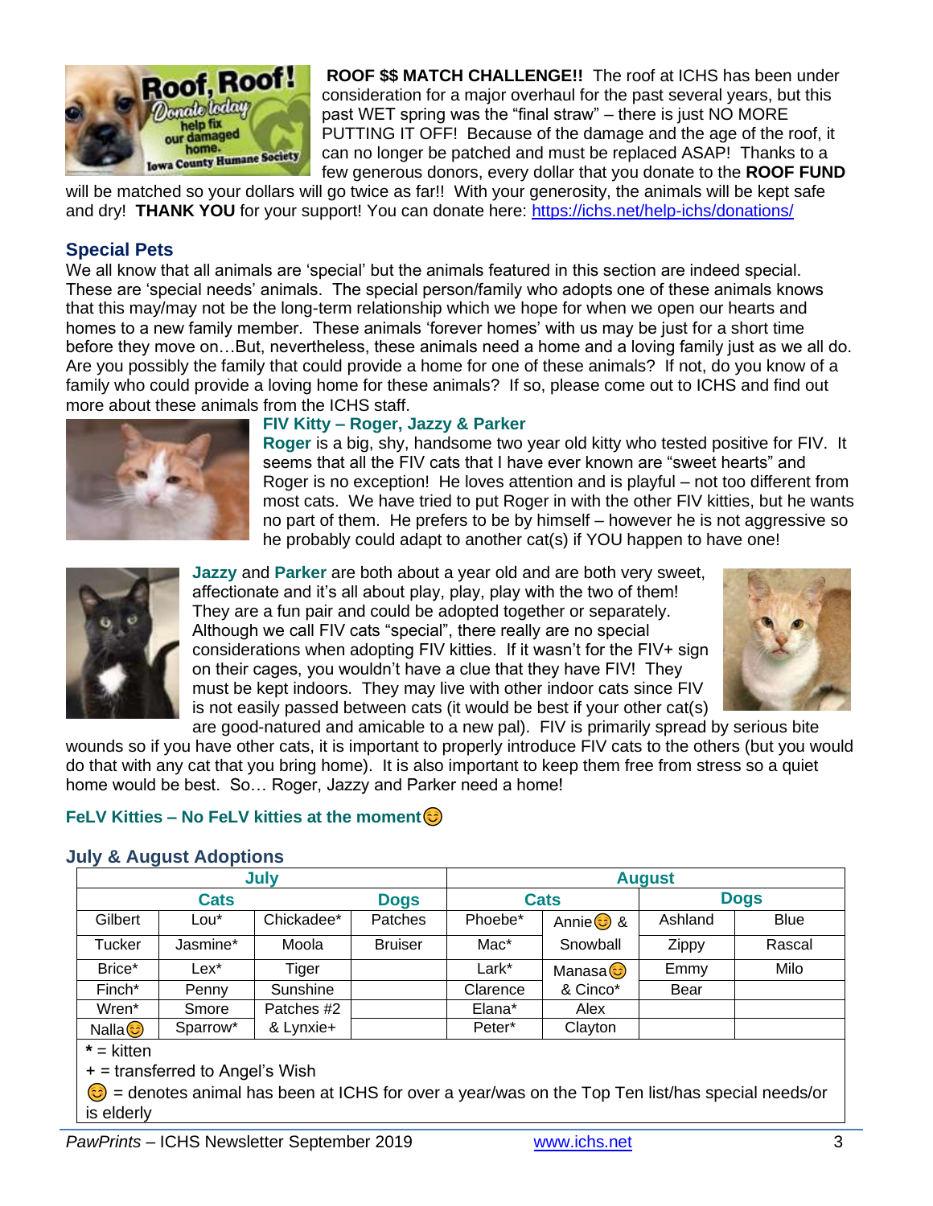**ROOF $$ MATCH CHALLENGE!!** The roof at ICHS has been under consideration for a major overhaul for the past several years, but this past WET spring was the "final straw" – there is just NO MORE PUTTING IT OFF! Because of the damage and the age of the roof, it can no longer be patched and must be replaced ASAP! Thanks to a few generous donors, every dollar that you donate to the **ROOF FUND** will be matched so your dollars will go twice as far!! With your generosity, the animals will be kept safe and dry! **THANK YOU** for your support! You can donate here: https://ichs.net/help-ichs/donations/

## Special Pets

We all know that all animals are 'special' but the animals featured in this section are indeed special. These are 'special needs' animals. The special person/family who adopts one of these animals knows that this may/may not be the long-term relationship which we hope for when we open our hearts and homes to a new family member. These animals 'forever homes' with us may be just for a short time before they move on…But, nevertheless, these animals need a home and a loving family just as we all do. Are you possibly the family that could provide a home for one of these animals? If not, do you know of a family who could provide a loving home for these animals? If so, please come out to ICHS and find out more about these animals from the ICHS staff.

### FIV Kitty – Roger, Jazzy & Parker

**Roger** is a big, shy, handsome two year old kitty who tested positive for FIV. It seems that all the FIV cats that I have ever known are "sweet hearts" and Roger is no exception! He loves attention and is playful – not too different from most cats. We have tried to put Roger in with the other FIV kitties, but he wants no part of them. He prefers to be by himself – however he is not aggressive so he probably could adapt to another cat(s) if YOU happen to have one!

**Jazzy** and **Parker** are both about a year old and are both very sweet, affectionate and it's all about play, play, play with the two of them! They are a fun pair and could be adopted together or separately. Although we call FIV cats "special", there really are no special considerations when adopting FIV kitties. If it wasn't for the FIV+ sign on their cages, you wouldn't have a clue that they have FIV! They must be kept indoors. They may live with other indoor cats since FIV is not easily passed between cats (it would be best if your other cat(s) are good-natured and amicable to a new pal). FIV is primarily spread by serious bite wounds so if you have other cats, it is important to properly introduce FIV cats to the others (but you would do that with any cat that you bring home). It is also important to keep them free from stress so a quiet home would be best. So… Roger, Jazzy and Parker need a home!

### FeLV Kitties – No FeLV kitties at the moment😊

## July & August Adoptions

| July | | | | August | | | |
|---|---|---|---|---|---|---|---|
| Cats | | | Dogs | Cats | | Dogs | |
| Gilbert | Lou* | Chickadee* | Patches | Phoebe* | Annie😊 & | Ashland | Blue |
| Tucker | Jasmine* | Moola | Bruiser | Mac* | Snowball | Zippy | Rascal |
| Brice* | Lex* | Tiger | | Lark* | Manasa😊 | Emmy | Milo |
| Finch* | Penny | Sunshine | | Clarence | & Cinco* | Bear | |
| Wren* | Smore | Patches #2 | | Elana* | Alex | | |
| Nalla😊 | Sparrow* | & Lynxie+ | | Peter* | Clayton | | |

**\*** = kitten
\+ = transferred to Angel's Wish
😊 = denotes animal has been at ICHS for over a year/was on the Top Ten list/has special needs/or is elderly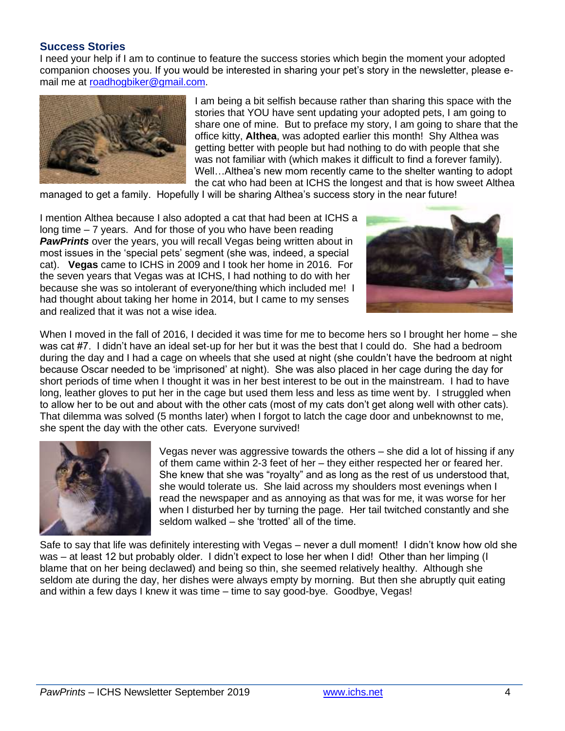### Success Stories

I need your help if I am to continue to feature the success stories which begin the moment your adopted companion chooses you. If you would be interested in sharing your pet's story in the newsletter, please e-mail me at roadhogbiker@gmail.com.

I am being a bit selfish because rather than sharing this space with the stories that YOU have sent updating your adopted pets, I am going to share one of mine. But to preface my story, I am going to share that the office kitty, **Althea**, was adopted earlier this month! Shy Althea was getting better with people but had nothing to do with people that she was not familiar with (which makes it difficult to find a forever family). Well…Althea's new mom recently came to the shelter wanting to adopt the cat who had been at ICHS the longest and that is how sweet Althea managed to get a family. Hopefully I will be sharing Althea's success story in the near future!

I mention Althea because I also adopted a cat that had been at ICHS a long time – 7 years. And for those of you who have been reading ***PawPrints*** over the years, you will recall Vegas being written about in most issues in the 'special pets' segment (she was, indeed, a special cat). **Vegas** came to ICHS in 2009 and I took her home in 2016. For the seven years that Vegas was at ICHS, I had nothing to do with her because she was so intolerant of everyone/thing which included me! I had thought about taking her home in 2014, but I came to my senses and realized that it was not a wise idea.

When I moved in the fall of 2016, I decided it was time for me to become hers so I brought her home – she was cat #7. I didn't have an ideal set-up for her but it was the best that I could do. She had a bedroom during the day and I had a cage on wheels that she used at night (she couldn't have the bedroom at night because Oscar needed to be 'imprisoned' at night). She was also placed in her cage during the day for short periods of time when I thought it was in her best interest to be out in the mainstream. I had to have long, leather gloves to put her in the cage but used them less and less as time went by. I struggled when to allow her to be out and about with the other cats (most of my cats don't get along well with other cats). That dilemma was solved (5 months later) when I forgot to latch the cage door and unbeknownst to me, she spent the day with the other cats. Everyone survived!

Vegas never was aggressive towards the others – she did a lot of hissing if any of them came within 2-3 feet of her – they either respected her or feared her. She knew that she was "royalty" and as long as the rest of us understood that, she would tolerate us. She laid across my shoulders most evenings when I read the newspaper and as annoying as that was for me, it was worse for her when I disturbed her by turning the page. Her tail twitched constantly and she seldom walked – she 'trotted' all of the time.

Safe to say that life was definitely interesting with Vegas – never a dull moment! I didn't know how old she was – at least 12 but probably older. I didn't expect to lose her when I did! Other than her limping (I blame that on her being declawed) and being so thin, she seemed relatively healthy. Although she seldom ate during the day, her dishes were always empty by morning. But then she abruptly quit eating and within a few days I knew it was time – time to say good-bye. Goodbye, Vegas!